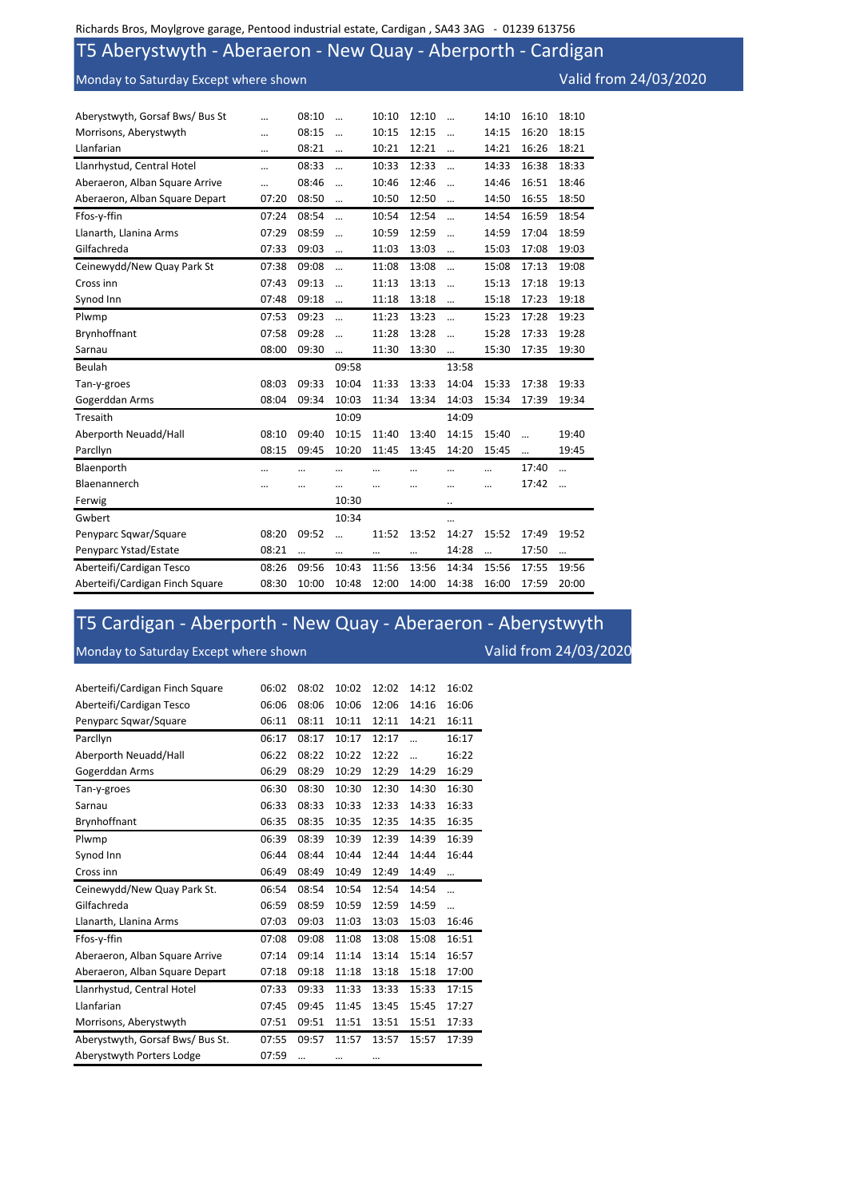Richards Bros, Moylgrove garage, Pentood industrial estate, Cardigan , SA43 3AG - 01239 613756

# T5 Aberystwyth - Aberaeron - New Quay - Aberporth - Cardigan

Monday to Saturday Except where shown

Valid from 24/03/2020

| Stop | | | | | | | | | |
|---|---|---|---|---|---|---|---|---|---|
| Aberystwyth, Gorsaf Bws/ Bus St | … | 08:10 | … | 10:10 | 12:10 | … | 14:10 | 16:10 | 18:10 |
| Morrisons, Aberystwyth | … | 08:15 | … | 10:15 | 12:15 | … | 14:15 | 16:20 | 18:15 |
| Llanfarian | … | 08:21 | … | 10:21 | 12:21 | … | 14:21 | 16:26 | 18:21 |
| Llanrhystud, Central Hotel | … | 08:33 | … | 10:33 | 12:33 | … | 14:33 | 16:38 | 18:33 |
| Aberaeron, Alban Square Arrive | … | 08:46 | … | 10:46 | 12:46 | … | 14:46 | 16:51 | 18:46 |
| Aberaeron, Alban Square Depart | 07:20 | 08:50 | … | 10:50 | 12:50 | … | 14:50 | 16:55 | 18:50 |
| Ffos-y-ffin | 07:24 | 08:54 | … | 10:54 | 12:54 | … | 14:54 | 16:59 | 18:54 |
| Llanarth, Llanina Arms | 07:29 | 08:59 | … | 10:59 | 12:59 | … | 14:59 | 17:04 | 18:59 |
| Gilfachreda | 07:33 | 09:03 | … | 11:03 | 13:03 | … | 15:03 | 17:08 | 19:03 |
| Ceinewydd/New Quay Park St | 07:38 | 09:08 | … | 11:08 | 13:08 | … | 15:08 | 17:13 | 19:08 |
| Cross inn | 07:43 | 09:13 | … | 11:13 | 13:13 | … | 15:13 | 17:18 | 19:13 |
| Synod Inn | 07:48 | 09:18 | … | 11:18 | 13:18 | … | 15:18 | 17:23 | 19:18 |
| Plwmp | 07:53 | 09:23 | … | 11:23 | 13:23 | … | 15:23 | 17:28 | 19:23 |
| Brynhoffnant | 07:58 | 09:28 | … | 11:28 | 13:28 | … | 15:28 | 17:33 | 19:28 |
| Sarnau | 08:00 | 09:30 | … | 11:30 | 13:30 | … | 15:30 | 17:35 | 19:30 |
| Beulah | | | 09:58 | | | 13:58 | | | |
| Tan-y-groes | 08:03 | 09:33 | 10:04 | 11:33 | 13:33 | 14:04 | 15:33 | 17:38 | 19:33 |
| Gogerddan Arms | 08:04 | 09:34 | 10:03 | 11:34 | 13:34 | 14:03 | 15:34 | 17:39 | 19:34 |
| Tresaith | | | 10:09 | | | 14:09 | | | |
| Aberporth Neuadd/Hall | 08:10 | 09:40 | 10:15 | 11:40 | 13:40 | 14:15 | 15:40 | … | 19:40 |
| Parcllyn | 08:15 | 09:45 | 10:20 | 11:45 | 13:45 | 14:20 | 15:45 | … | 19:45 |
| Blaenporth | … | … | … | … | … | … | … | 17:40 | … |
| Blaenannerch | … | … | … | … | … | … | … | 17:42 | … |
| Ferwig | | | 10:30 | | | .. | | | |
| Gwbert | | | 10:34 | | | … | | | |
| Penyparc Sqwar/Square | 08:20 | 09:52 | … | 11:52 | 13:52 | 14:27 | 15:52 | 17:49 | 19:52 |
| Penyparc Ystad/Estate | 08:21 | … | … | … | … | 14:28 | … | 17:50 | … |
| Aberteifi/Cardigan Tesco | 08:26 | 09:56 | 10:43 | 11:56 | 13:56 | 14:34 | 15:56 | 17:55 | 19:56 |
| Aberteifi/Cardigan Finch Square | 08:30 | 10:00 | 10:48 | 12:00 | 14:00 | 14:38 | 16:00 | 17:59 | 20:00 |

# T5 Cardigan - Aberporth - New Quay - Aberaeron - Aberystwyth

Monday to Saturday Except where shown

Valid from 24/03/2020

| Stop | | | | | | |
|---|---|---|---|---|---|---|
| Aberteifi/Cardigan Finch Square | 06:02 | 08:02 | 10:02 | 12:02 | 14:12 | 16:02 |
| Aberteifi/Cardigan Tesco | 06:06 | 08:06 | 10:06 | 12:06 | 14:16 | 16:06 |
| Penyparc Sqwar/Square | 06:11 | 08:11 | 10:11 | 12:11 | 14:21 | 16:11 |
| Parcllyn | 06:17 | 08:17 | 10:17 | 12:17 | … | 16:17 |
| Aberporth Neuadd/Hall | 06:22 | 08:22 | 10:22 | 12:22 | … | 16:22 |
| Gogerddan Arms | 06:29 | 08:29 | 10:29 | 12:29 | 14:29 | 16:29 |
| Tan-y-groes | 06:30 | 08:30 | 10:30 | 12:30 | 14:30 | 16:30 |
| Sarnau | 06:33 | 08:33 | 10:33 | 12:33 | 14:33 | 16:33 |
| Brynhoffnant | 06:35 | 08:35 | 10:35 | 12:35 | 14:35 | 16:35 |
| Plwmp | 06:39 | 08:39 | 10:39 | 12:39 | 14:39 | 16:39 |
| Synod Inn | 06:44 | 08:44 | 10:44 | 12:44 | 14:44 | 16:44 |
| Cross inn | 06:49 | 08:49 | 10:49 | 12:49 | 14:49 | … |
| Ceinewydd/New Quay Park St. | 06:54 | 08:54 | 10:54 | 12:54 | 14:54 | … |
| Gilfachreda | 06:59 | 08:59 | 10:59 | 12:59 | 14:59 | … |
| Llanarth, Llanina Arms | 07:03 | 09:03 | 11:03 | 13:03 | 15:03 | 16:46 |
| Ffos-y-ffin | 07:08 | 09:08 | 11:08 | 13:08 | 15:08 | 16:51 |
| Aberaeron, Alban Square Arrive | 07:14 | 09:14 | 11:14 | 13:14 | 15:14 | 16:57 |
| Aberaeron, Alban Square Depart | 07:18 | 09:18 | 11:18 | 13:18 | 15:18 | 17:00 |
| Llanrhystud, Central Hotel | 07:33 | 09:33 | 11:33 | 13:33 | 15:33 | 17:15 |
| Llanfarian | 07:45 | 09:45 | 11:45 | 13:45 | 15:45 | 17:27 |
| Morrisons, Aberystwyth | 07:51 | 09:51 | 11:51 | 13:51 | 15:51 | 17:33 |
| Aberystwyth, Gorsaf Bws/ Bus St. | 07:55 | 09:57 | 11:57 | 13:57 | 15:57 | 17:39 |
| Aberystwyth Porters Lodge | 07:59 | … | … | … | | |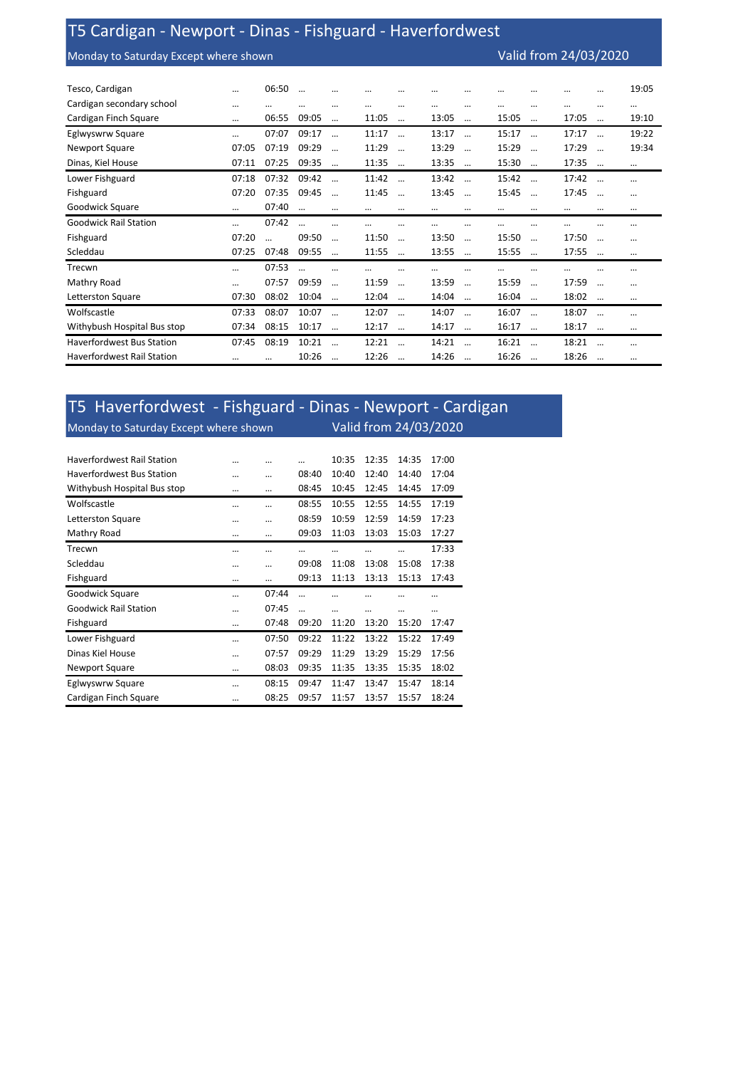# T5 Cardigan - Newport - Dinas - Fishguard - Haverfordwest

Monday to Saturday Except where shown | Valid from 24/03/2020

| | | | | | | | | | | | | | |
|---|---|---|---|---|---|---|---|---|---|---|---|---|---|
| Tesco, Cardigan | ... | 06:50 | ... | ... | ... | ... | ... | ... | ... | ... | ... | ... | 19:05 |
| Cardigan secondary school | ... | ... | ... | ... | ... | ... | ... | ... | ... | ... | ... | ... | ... |
| Cardigan Finch Square | ... | 06:55 | 09:05 | ... | 11:05 | ... | 13:05 | ... | 15:05 | ... | 17:05 | ... | 19:10 |
| Eglwyswrw Square | ... | 07:07 | 09:17 | ... | 11:17 | ... | 13:17 | ... | 15:17 | ... | 17:17 | ... | 19:22 |
| Newport Square | 07:05 | 07:19 | 09:29 | ... | 11:29 | ... | 13:29 | ... | 15:29 | ... | 17:29 | ... | 19:34 |
| Dinas, Kiel House | 07:11 | 07:25 | 09:35 | ... | 11:35 | ... | 13:35 | ... | 15:30 | ... | 17:35 | ... | ... |
| Lower Fishguard | 07:18 | 07:32 | 09:42 | ... | 11:42 | ... | 13:42 | ... | 15:42 | ... | 17:42 | ... | ... |
| Fishguard | 07:20 | 07:35 | 09:45 | ... | 11:45 | ... | 13:45 | ... | 15:45 | ... | 17:45 | ... | ... |
| Goodwick Square | ... | 07:40 | ... | ... | ... | ... | ... | ... | ... | ... | ... | ... | ... |
| Goodwick Rail Station | ... | 07:42 | ... | ... | ... | ... | ... | ... | ... | ... | ... | ... | ... |
| Fishguard | 07:20 | ... | 09:50 | ... | 11:50 | ... | 13:50 | ... | 15:50 | ... | 17:50 | ... | ... |
| Scleddau | 07:25 | 07:48 | 09:55 | ... | 11:55 | ... | 13:55 | ... | 15:55 | ... | 17:55 | ... | ... |
| Trecwn | ... | 07:53 | ... | ... | ... | ... | ... | ... | ... | ... | ... | ... | ... |
| Mathry Road | ... | 07:57 | 09:59 | ... | 11:59 | ... | 13:59 | ... | 15:59 | ... | 17:59 | ... | ... |
| Letterston Square | 07:30 | 08:02 | 10:04 | ... | 12:04 | ... | 14:04 | ... | 16:04 | ... | 18:02 | ... | ... |
| Wolfscastle | 07:33 | 08:07 | 10:07 | ... | 12:07 | ... | 14:07 | ... | 16:07 | ... | 18:07 | ... | ... |
| Withybush Hospital Bus stop | 07:34 | 08:15 | 10:17 | ... | 12:17 | ... | 14:17 | ... | 16:17 | ... | 18:17 | ... | ... |
| Haverfordwest Bus Station | 07:45 | 08:19 | 10:21 | ... | 12:21 | ... | 14:21 | ... | 16:21 | ... | 18:21 | ... | ... |
| Haverfordwest Rail Station | ... | ... | 10:26 | ... | 12:26 | ... | 14:26 | ... | 16:26 | ... | 18:26 | ... | ... |

# T5 Haverfordwest - Fishguard - Dinas - Newport - Cardigan

Monday to Saturday Except where shown | Valid from 24/03/2020

| | | | | | | | |
|---|---|---|---|---|---|---|---|
| Haverfordwest Rail Station | ... | ... | ... | 10:35 | 12:35 | 14:35 | 17:00 |
| Haverfordwest Bus Station | ... | ... | 08:40 | 10:40 | 12:40 | 14:40 | 17:04 |
| Withybush Hospital Bus stop | ... | ... | 08:45 | 10:45 | 12:45 | 14:45 | 17:09 |
| Wolfscastle | ... | ... | 08:55 | 10:55 | 12:55 | 14:55 | 17:19 |
| Letterston Square | ... | ... | 08:59 | 10:59 | 12:59 | 14:59 | 17:23 |
| Mathry Road | ... | ... | 09:03 | 11:03 | 13:03 | 15:03 | 17:27 |
| Trecwn | ... | ... | ... | ... | ... | ... | 17:33 |
| Scleddau | ... | ... | 09:08 | 11:08 | 13:08 | 15:08 | 17:38 |
| Fishguard | ... | ... | 09:13 | 11:13 | 13:13 | 15:13 | 17:43 |
| Goodwick Square | ... | 07:44 | ... | ... | ... | ... | ... |
| Goodwick Rail Station | ... | 07:45 | ... | ... | ... | ... | ... |
| Fishguard | ... | 07:48 | 09:20 | 11:20 | 13:20 | 15:20 | 17:47 |
| Lower Fishguard | ... | 07:50 | 09:22 | 11:22 | 13:22 | 15:22 | 17:49 |
| Dinas Kiel House | ... | 07:57 | 09:29 | 11:29 | 13:29 | 15:29 | 17:56 |
| Newport Square | ... | 08:03 | 09:35 | 11:35 | 13:35 | 15:35 | 18:02 |
| Eglwyswrw Square | ... | 08:15 | 09:47 | 11:47 | 13:47 | 15:47 | 18:14 |
| Cardigan Finch Square | ... | 08:25 | 09:57 | 11:57 | 13:57 | 15:57 | 18:24 |